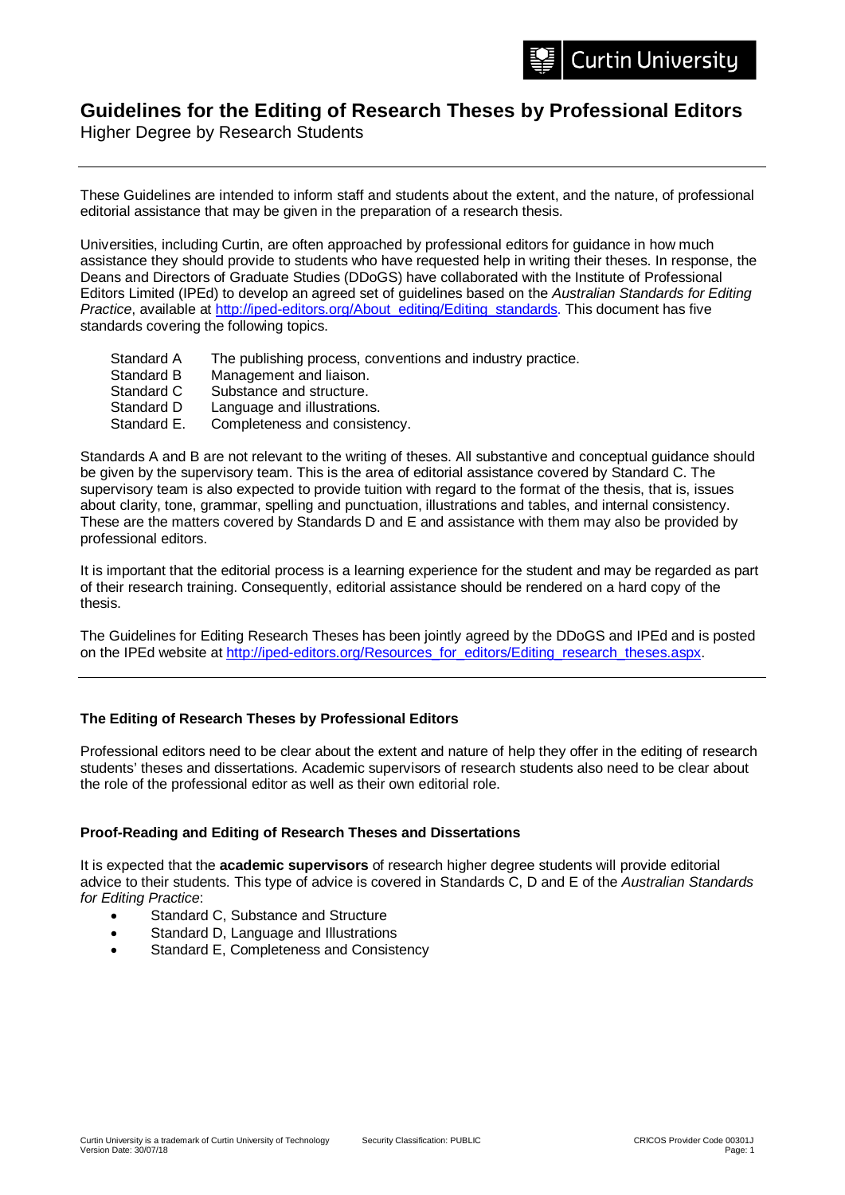# Guidelines for the Editing of Research Theses by Professional Editors

Higher Degree by Research Students

---

These Guidelines are intended to inform staff and students about the extent, and the nature, of professional editorial assistance that may be given in the preparation of a research thesis.

Universities, including Curtin, are often approached by professional editors for guidance in how much assistance they should provide to students who have requested help in writing their theses. In response, the Deans and Directors of Graduate Studies (DDoGS) have collaborated with the Institute of Professional Editors Limited (IPEd) to develop an agreed set of guidelines based on the *Australian Standards for Editing Practice*, available at http://iped-editors.org/About_editing/Editing_standards. This document has five standards covering the following topics.

| | |
|---|---|
| Standard A | The publishing process, conventions and industry practice. |
| Standard B | Management and liaison. |
| Standard C | Substance and structure. |
| Standard D | Language and illustrations. |
| Standard E. | Completeness and consistency. |

Standards A and B are not relevant to the writing of theses. All substantive and conceptual guidance should be given by the supervisory team. This is the area of editorial assistance covered by Standard C. The supervisory team is also expected to provide tuition with regard to the format of the thesis, that is, issues about clarity, tone, grammar, spelling and punctuation, illustrations and tables, and internal consistency. These are the matters covered by Standards D and E and assistance with them may also be provided by professional editors.

It is important that the editorial process is a learning experience for the student and may be regarded as part of their research training. Consequently, editorial assistance should be rendered on a hard copy of the thesis.

The Guidelines for Editing Research Theses has been jointly agreed by the DDoGS and IPEd and is posted on the IPEd website at http://iped-editors.org/Resources_for_editors/Editing_research_theses.aspx.

---

### The Editing of Research Theses by Professional Editors

Professional editors need to be clear about the extent and nature of help they offer in the editing of research students' theses and dissertations. Academic supervisors of research students also need to be clear about the role of the professional editor as well as their own editorial role.

### Proof-Reading and Editing of Research Theses and Dissertations

It is expected that the **academic supervisors** of research higher degree students will provide editorial advice to their students. This type of advice is covered in Standards C, D and E of the *Australian Standards for Editing Practice*:

- Standard C, Substance and Structure
- Standard D, Language and Illustrations
- Standard E, Completeness and Consistency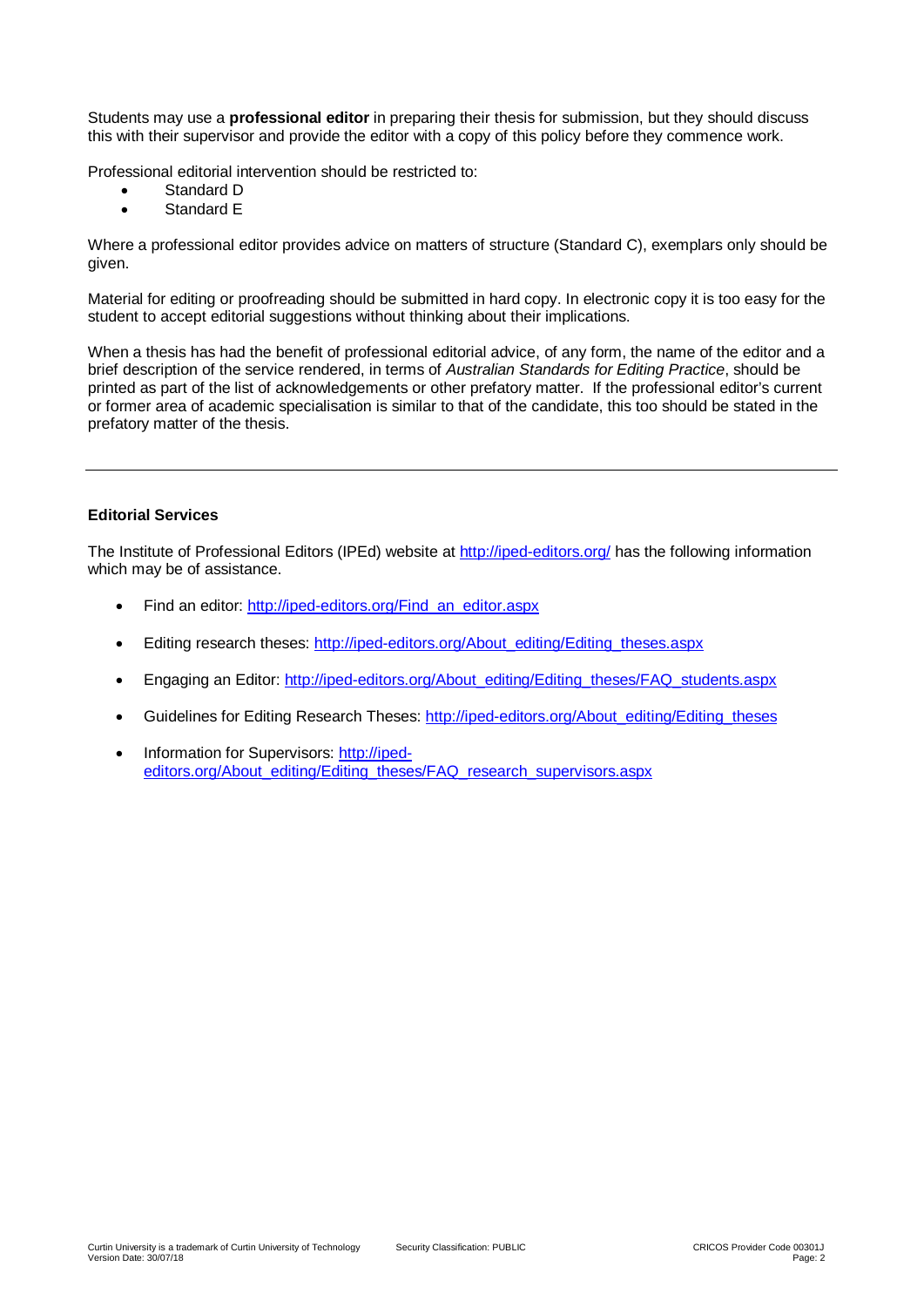Students may use a **professional editor** in preparing their thesis for submission, but they should discuss this with their supervisor and provide the editor with a copy of this policy before they commence work.

Professional editorial intervention should be restricted to:

- Standard D
- Standard E

Where a professional editor provides advice on matters of structure (Standard C), exemplars only should be given.

Material for editing or proofreading should be submitted in hard copy. In electronic copy it is too easy for the student to accept editorial suggestions without thinking about their implications.

When a thesis has had the benefit of professional editorial advice, of any form, the name of the editor and a brief description of the service rendered, in terms of *Australian Standards for Editing Practice*, should be printed as part of the list of acknowledgements or other prefatory matter. If the professional editor's current or former area of academic specialisation is similar to that of the candidate, this too should be stated in the prefatory matter of the thesis.

---

**Editorial Services**

The Institute of Professional Editors (IPEd) website at http://iped-editors.org/ has the following information which may be of assistance.

- Find an editor: http://iped-editors.org/Find_an_editor.aspx
- Editing research theses: http://iped-editors.org/About_editing/Editing_theses.aspx
- Engaging an Editor: http://iped-editors.org/About_editing/Editing_theses/FAQ_students.aspx
- Guidelines for Editing Research Theses: http://iped-editors.org/About_editing/Editing_theses
- Information for Supervisors: http://iped-editors.org/About_editing/Editing_theses/FAQ_research_supervisors.aspx